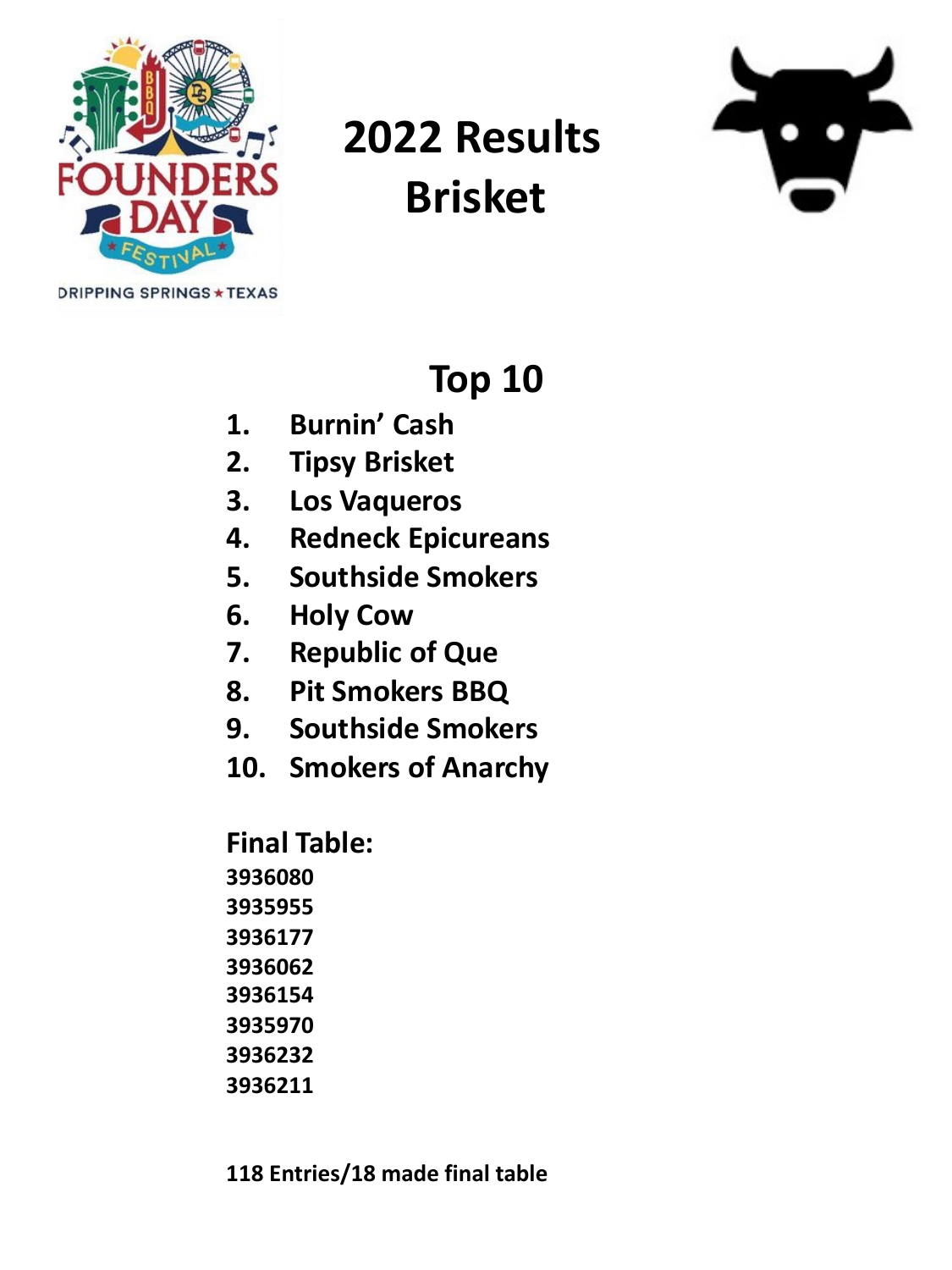# 2022 Results
# Brisket

## Top 10

1. Burnin' Cash
2. Tipsy Brisket
3. Los Vaqueros
4. Redneck Epicureans
5. Southside Smokers
6. Holy Cow
7. Republic of Que
8. Pit Smokers BBQ
9. Southside Smokers
10. Smokers of Anarchy

**Final Table:**

**3936080**
**3935955**
**3936177**
**3936062**
**3936154**
**3935970**
**3936232**
**3936211**

**118 Entries/18 made final table**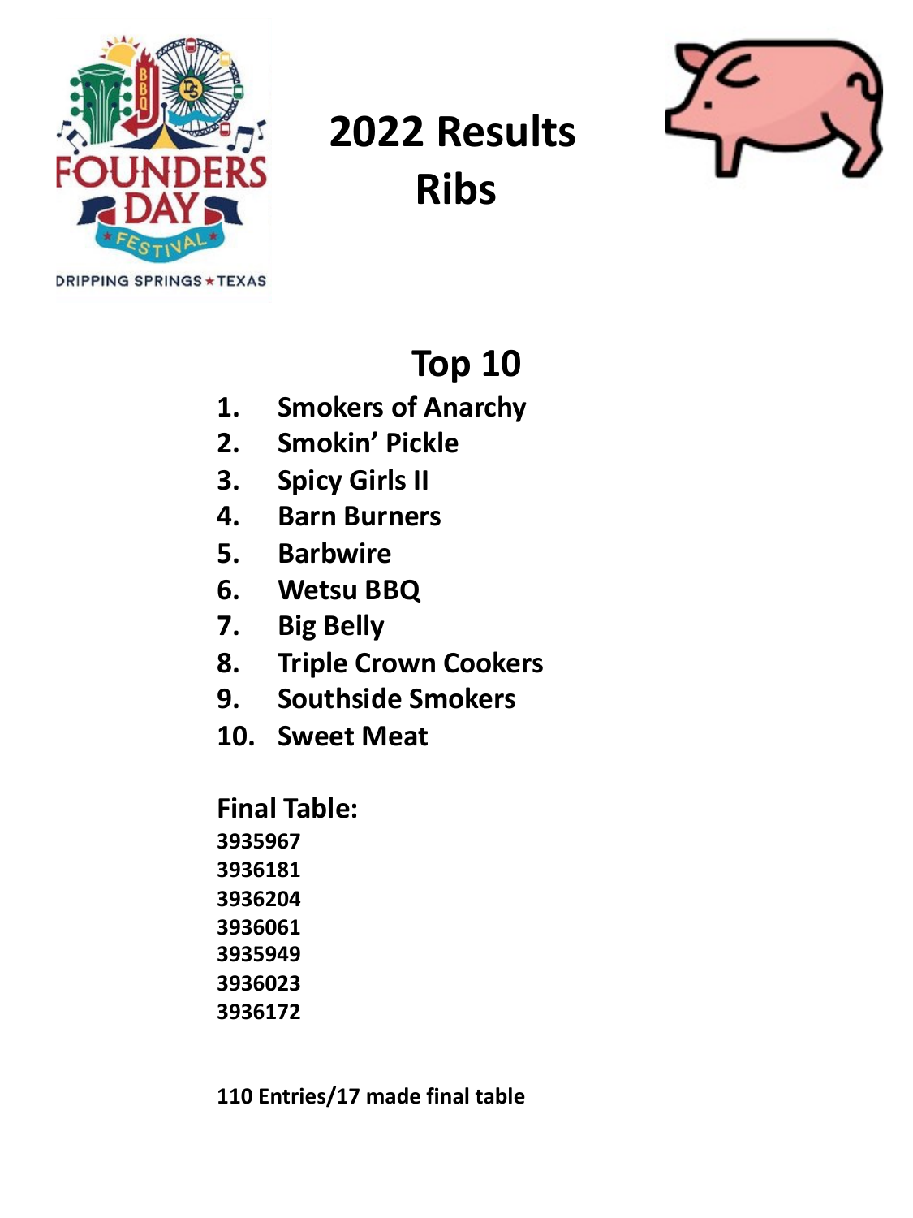# 2022 Results
# Ribs

## Top 10

1. Smokers of Anarchy
2. Smokin' Pickle
3. Spicy Girls II
4. Barn Burners
5. Barbwire
6. Wetsu BBQ
7. Big Belly
8. Triple Crown Cookers
9. Southside Smokers
10. Sweet Meat

**Final Table:**

**3935967**
**3936181**
**3936204**
**3936061**
**3935949**
**3936023**
**3936172**

**110 Entries/17 made final table**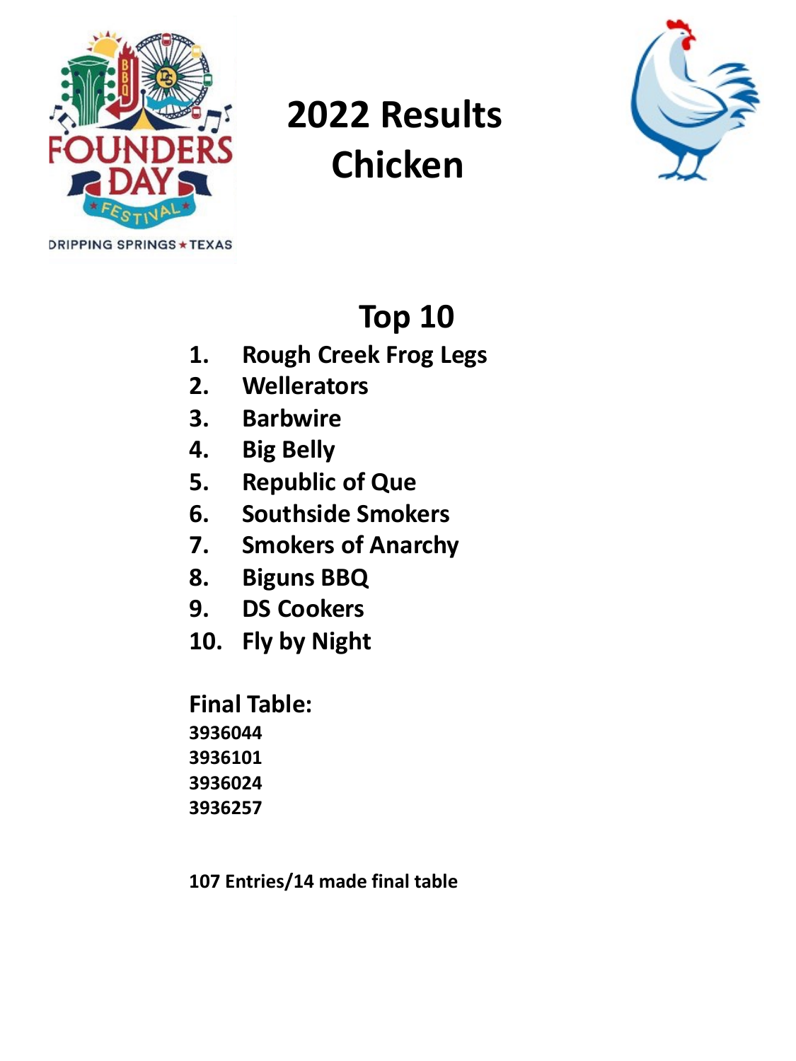# 2022 Results
# Chicken

## Top 10

1. Rough Creek Frog Legs
2. Wellerators
3. Barbwire
4. Big Belly
5. Republic of Que
6. Southside Smokers
7. Smokers of Anarchy
8. Biguns BBQ
9. DS Cookers
10. Fly by Night

**Final Table:**

3936044
3936101
3936024
3936257

**107 Entries/14 made final table**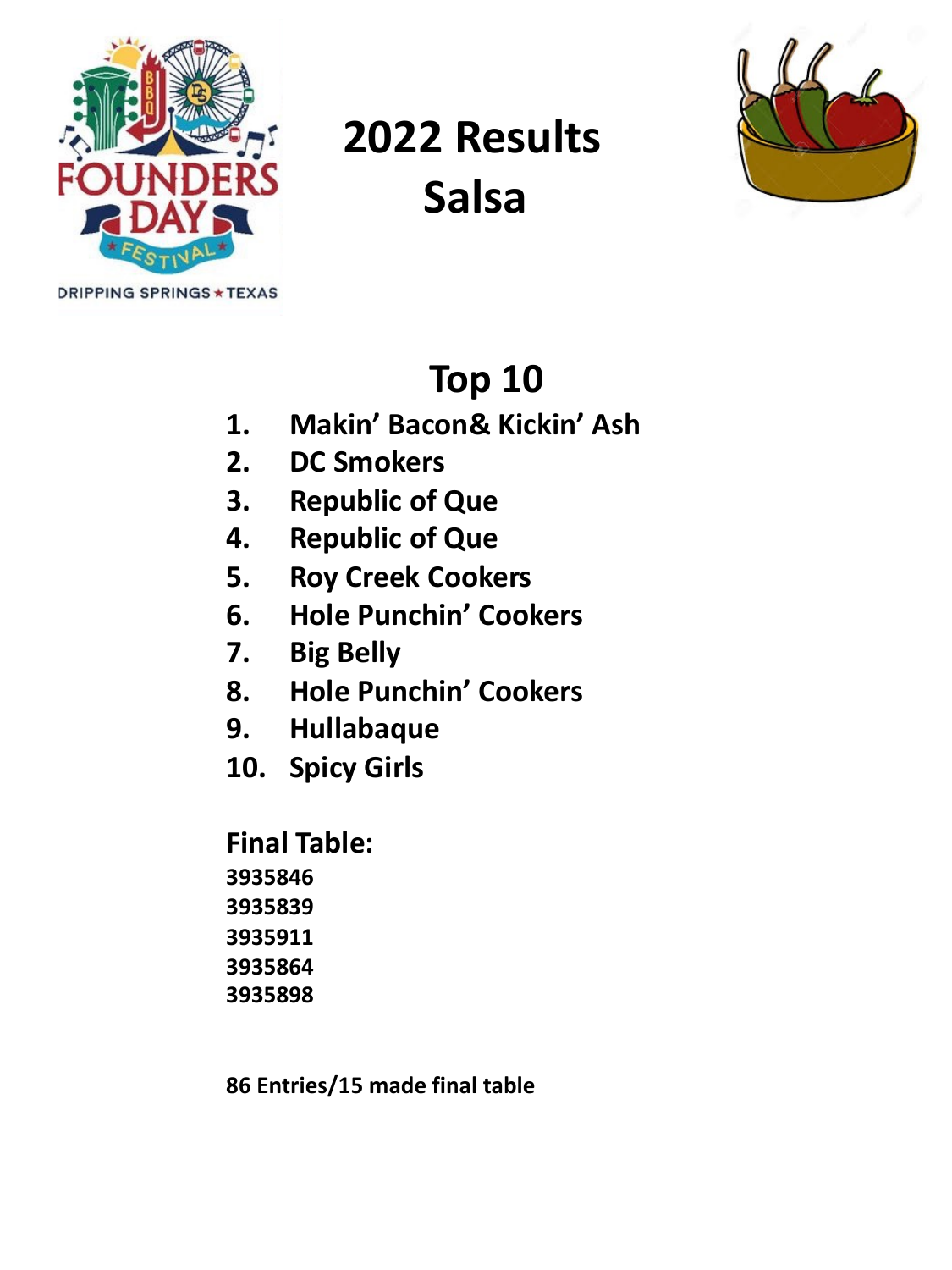# 2022 Results
# Salsa

## Top 10

1. Makin' Bacon& Kickin' Ash
2. DC Smokers
3. Republic of Que
4. Republic of Que
5. Roy Creek Cookers
6. Hole Punchin' Cookers
7. Big Belly
8. Hole Punchin' Cookers
9. Hullabaque
10. Spicy Girls

**Final Table:**

3935846
3935839
3935911
3935864
3935898

**86 Entries/15 made final table**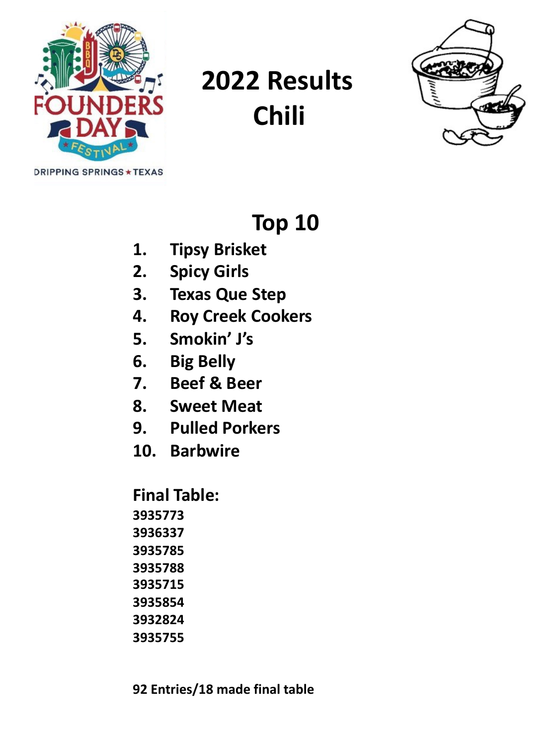# 2022 Results
# Chili

## Top 10

1. Tipsy Brisket
2. Spicy Girls
3. Texas Que Step
4. Roy Creek Cookers
5. Smokin' J's
6. Big Belly
7. Beef & Beer
8. Sweet Meat
9. Pulled Porkers
10. Barbwire

**Final Table:**

**3935773**
**3936337**
**3935785**
**3935788**
**3935715**
**3935854**
**3932824**
**3935755**

**92 Entries/18 made final table**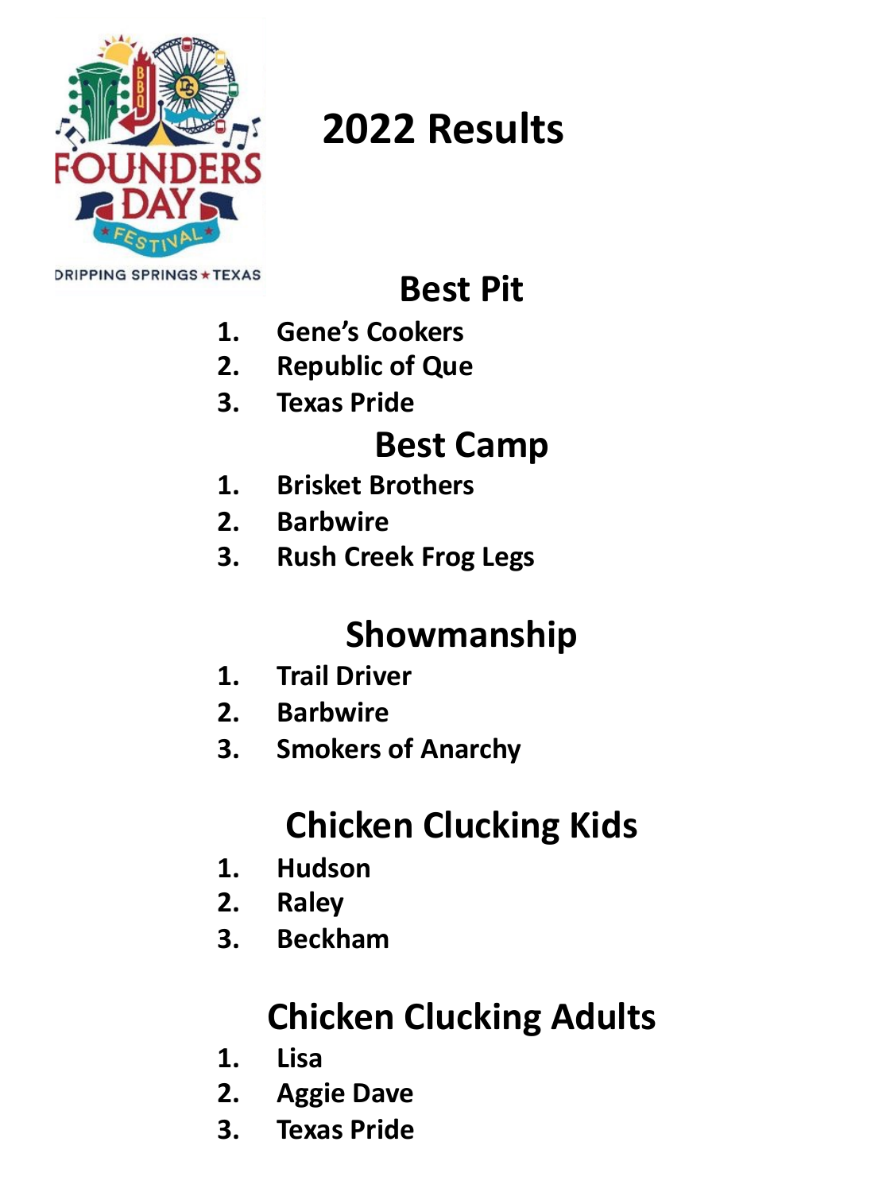# 2022 Results

## Best Pit

1. Gene's Cookers
2. Republic of Que
3. Texas Pride

## Best Camp

1. Brisket Brothers
2. Barbwire
3. Rush Creek Frog Legs

## Showmanship

1. Trail Driver
2. Barbwire
3. Smokers of Anarchy

## Chicken Clucking Kids

1. Hudson
2. Raley
3. Beckham

## Chicken Clucking Adults

1. Lisa
2. Aggie Dave
3. Texas Pride